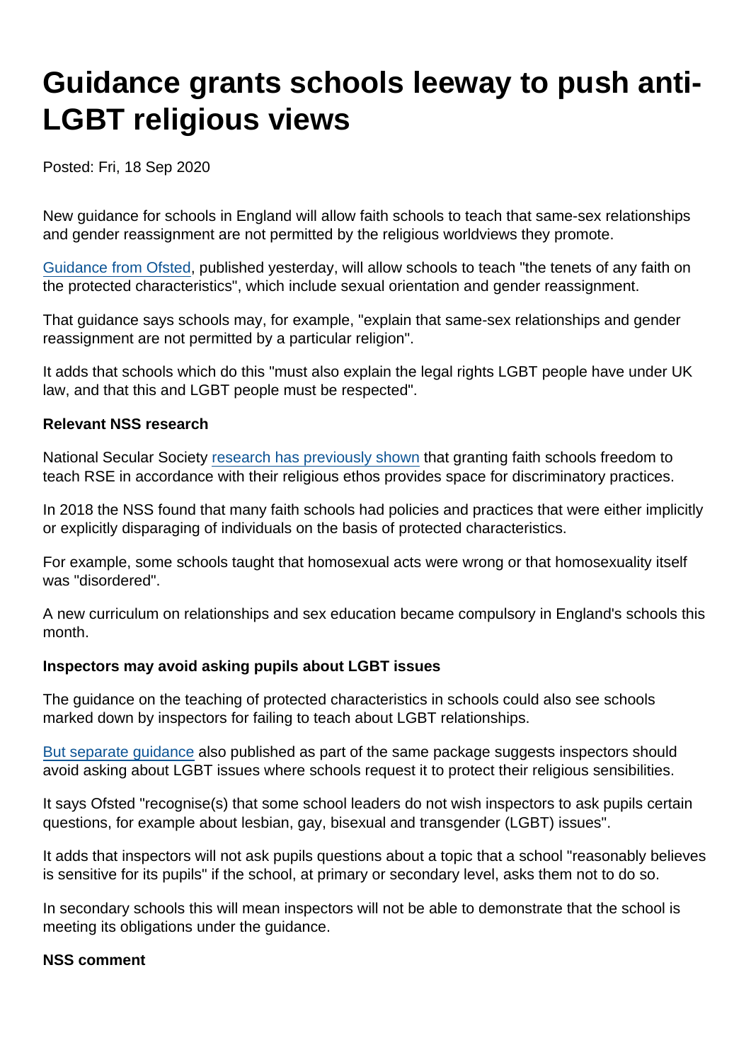# Guidance grants schools leeway to push anti-LGBT religious views

Posted: Fri, 18 Sep 2020

New guidance for schools in England will allow faith schools to teach that same-sex relationships and gender reassignment are not permitted by the religious worldviews they promote.

Guidance from Ofsted, published yesterday, will allow schools to teach "the tenets of any faith on the protected characteristics", which include sexual orientation and gender reassignment.

That guidance says schools may, for example, "explain that same-sex relationships and gender reassignment are not permitted by a particular religion".

It adds that schools which do this "must also explain the legal rights LGBT people have under UK law, and that this and LGBT people must be respected".

**Relevant NSS research**

National Secular Society research has previously shown that granting faith schools freedom to teach RSE in accordance with their religious ethos provides space for discriminatory practices.

In 2018 the NSS found that many faith schools had policies and practices that were either implicitly or explicitly disparaging of individuals on the basis of protected characteristics.

For example, some schools taught that homosexual acts were wrong or that homosexuality itself was "disordered".

A new curriculum on relationships and sex education became compulsory in England's schools this month.

**Inspectors may avoid asking pupils about LGBT issues**

The guidance on the teaching of protected characteristics in schools could also see schools marked down by inspectors for failing to teach about LGBT relationships.

But separate guidance also published as part of the same package suggests inspectors should avoid asking about LGBT issues where schools request it to protect their religious sensibilities.

It says Ofsted "recognise(s) that some school leaders do not wish inspectors to ask pupils certain questions, for example about lesbian, gay, bisexual and transgender (LGBT) issues".

It adds that inspectors will not ask pupils questions about a topic that a school "reasonably believes is sensitive for its pupils" if the school, at primary or secondary level, asks them not to do so.

In secondary schools this will mean inspectors will not be able to demonstrate that the school is meeting its obligations under the guidance.

**NSS comment**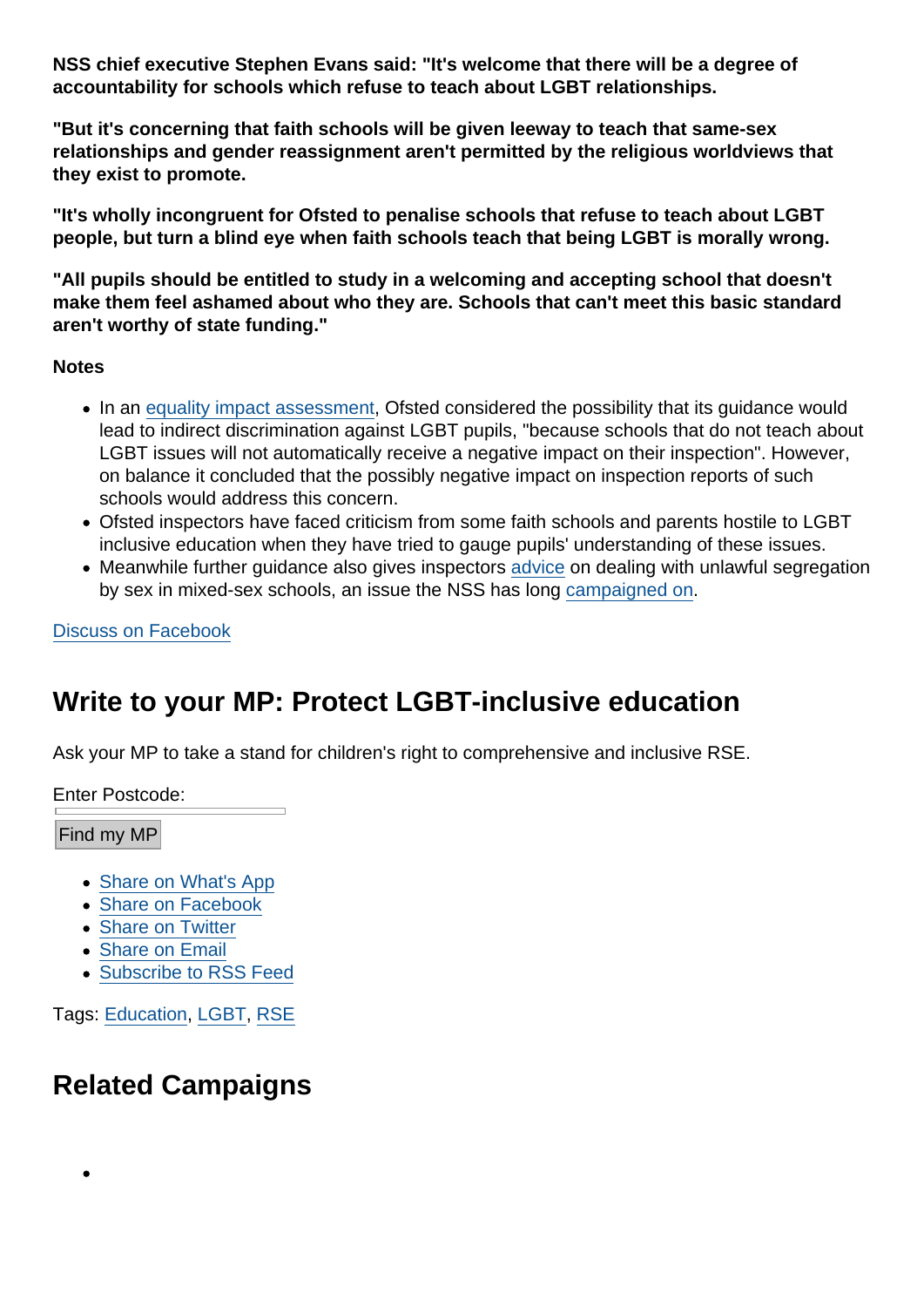**NSS chief executive Stephen Evans said: "It's welcome that there will be a degree of accountability for schools which refuse to teach about LGBT relationships.**

**"But it's concerning that faith schools will be given leeway to teach that same-sex relationships and gender reassignment aren't permitted by the religious worldviews that they exist to promote.**

**"It's wholly incongruent for Ofsted to penalise schools that refuse to teach about LGBT people, but turn a blind eye when faith schools teach that being LGBT is morally wrong.**

**"All pupils should be entitled to study in a welcoming and accepting school that doesn't make them feel ashamed about who they are. Schools that can't meet this basic standard aren't worthy of state funding."**

**Notes**

- In an equality impact assessment, Ofsted considered the possibility that its guidance would lead to indirect discrimination against LGBT pupils, "because schools that do not teach about LGBT issues will not automatically receive a negative impact on their inspection". However, on balance it concluded that the possibly negative impact on inspection reports of such schools would address this concern.
- Ofsted inspectors have faced criticism from some faith schools and parents hostile to LGBT inclusive education when they have tried to gauge pupils' understanding of these issues.
- Meanwhile further guidance also gives inspectors advice on dealing with unlawful segregation by sex in mixed-sex schools, an issue the NSS has long campaigned on.

Discuss on Facebook

## Write to your MP: Protect LGBT-inclusive education

Ask your MP to take a stand for children's right to comprehensive and inclusive RSE.

Enter Postcode:

Find my MP

- Share on What's App
- Share on Facebook
- Share on Twitter
- Share on Email
- Subscribe to RSS Feed

Tags: Education, LGBT, RSE

## Related Campaigns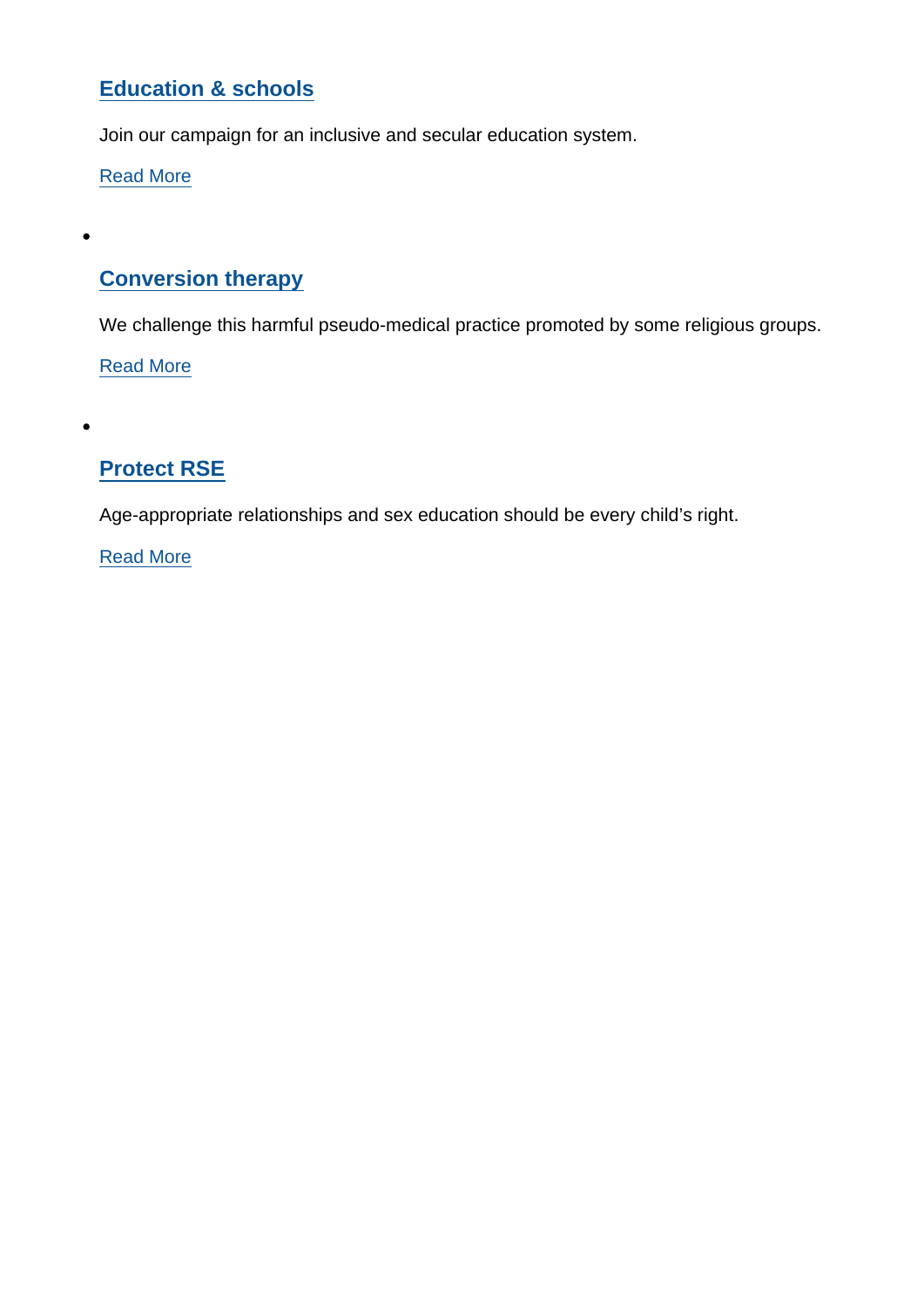### Education & schools

Join our campaign for an inclusive and secular education system.

Read More

- ### Conversion therapy

  We challenge this harmful pseudo-medical practice promoted by some religious groups.

  Read More

- ### Protect RSE

  Age-appropriate relationships and sex education should be every child's right.

  Read More